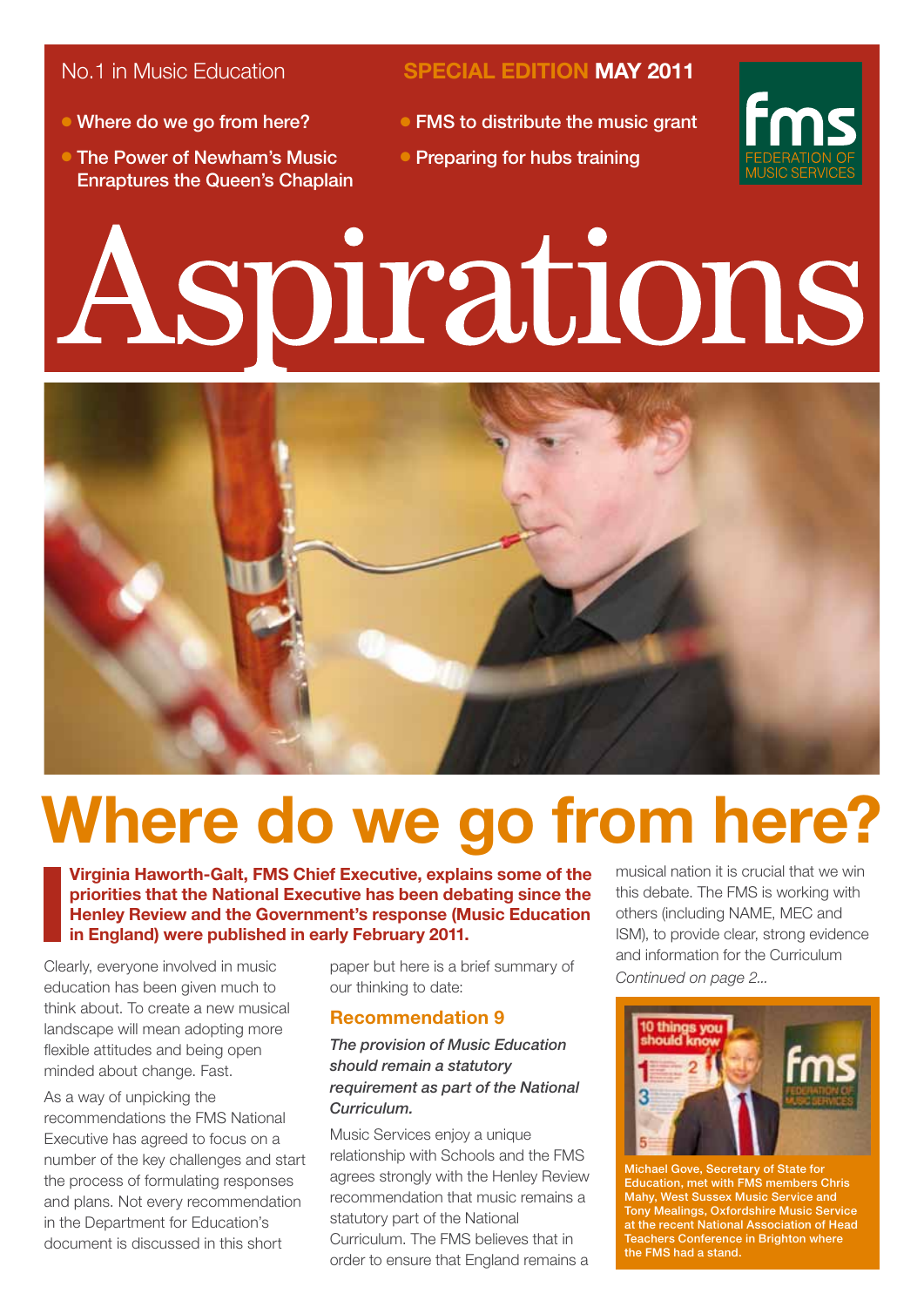No.1 in Music Education

**SPECIAL EDITION MAY 2011**

- Where do we go from here?
- The Power of Newham's Music Enraptures the Queen's Chaplain
- FMS to distribute the music grant
- Preparing for hubs training

fms FEDERATION OF MUSIC SERVICES

# Aspirations

# Where do we go from here?

**Virginia Haworth-Galt, FMS Chief Executive, explains some of the priorities that the National Executive has been debating since the Henley Review and the Government's response (Music Education in England) were published in early February 2011.**

Clearly, everyone involved in music education has been given much to think about. To create a new musical landscape will mean adopting more flexible attitudes and being open minded about change. Fast.

As a way of unpicking the recommendations the FMS National Executive has agreed to focus on a number of the key challenges and start the process of formulating responses and plans. Not every recommendation in the Department for Education's document is discussed in this short paper but here is a brief summary of our thinking to date:

### Recommendation 9

*The provision of Music Education should remain a statutory requirement as part of the National Curriculum.*

Music Services enjoy a unique relationship with Schools and the FMS agrees strongly with the Henley Review recommendation that music remains a statutory part of the National Curriculum. The FMS believes that in order to ensure that England remains a musical nation it is crucial that we win this debate. The FMS is working with others (including NAME, MEC and ISM), to provide clear, strong evidence and information for the Curriculum

*Continued on page 2...*

Michael Gove, Secretary of State for Education, met with FMS members Chris Mahy, West Sussex Music Service and Tony Mealings, Oxfordshire Music Service at the recent National Association of Head Teachers Conference in Brighton where the FMS had a stand.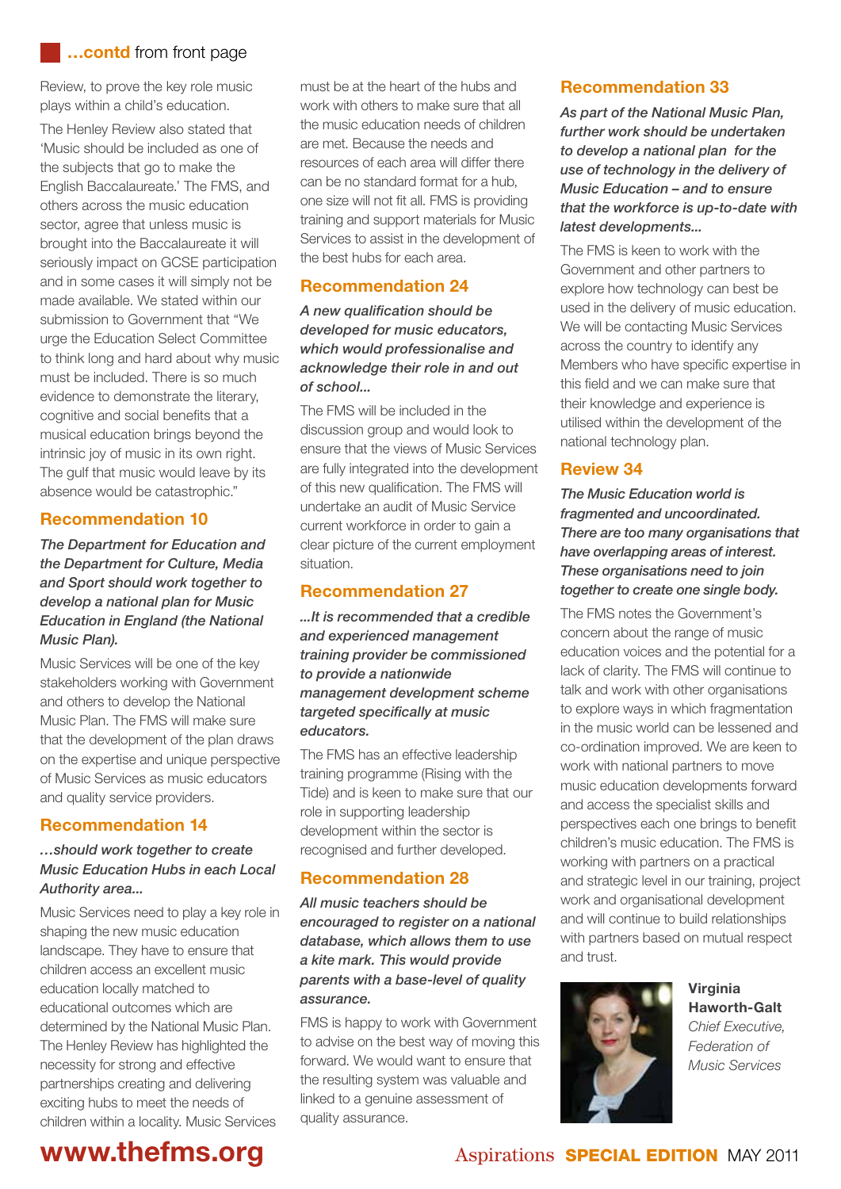**...contd** from front page

Review, to prove the key role music plays within a child's education.

The Henley Review also stated that 'Music should be included as one of the subjects that go to make the English Baccalaureate.' The FMS, and others across the music education sector, agree that unless music is brought into the Baccalaureate it will seriously impact on GCSE participation and in some cases it will simply not be made available. We stated within our submission to Government that "We urge the Education Select Committee to think long and hard about why music must be included. There is so much evidence to demonstrate the literary, cognitive and social benefits that a musical education brings beyond the intrinsic joy of music in its own right. The gulf that music would leave by its absence would be catastrophic."

### Recommendation 10

***The Department for Education and the Department for Culture, Media and Sport should work together to develop a national plan for Music Education in England (the National Music Plan).***

Music Services will be one of the key stakeholders working with Government and others to develop the National Music Plan. The FMS will make sure that the development of the plan draws on the expertise and unique perspective of Music Services as music educators and quality service providers.

### Recommendation 14

***…should work together to create Music Education Hubs in each Local Authority area...***

Music Services need to play a key role in shaping the new music education landscape. They have to ensure that children access an excellent music education locally matched to educational outcomes which are determined by the National Music Plan. The Henley Review has highlighted the necessity for strong and effective partnerships creating and delivering exciting hubs to meet the needs of children within a locality. Music Services must be at the heart of the hubs and work with others to make sure that all the music education needs of children are met. Because the needs and resources of each area will differ there can be no standard format for a hub, one size will not fit all. FMS is providing training and support materials for Music Services to assist in the development of the best hubs for each area.

### Recommendation 24

***A new qualification should be developed for music educators, which would professionalise and acknowledge their role in and out of school...***

The FMS will be included in the discussion group and would look to ensure that the views of Music Services are fully integrated into the development of this new qualification. The FMS will undertake an audit of Music Service current workforce in order to gain a clear picture of the current employment situation.

### Recommendation 27

***...It is recommended that a credible and experienced management training provider be commissioned to provide a nationwide management development scheme targeted specifically at music educators.***

The FMS has an effective leadership training programme (Rising with the Tide) and is keen to make sure that our role in supporting leadership development within the sector is recognised and further developed.

### Recommendation 28

***All music teachers should be encouraged to register on a national database, which allows them to use a kite mark. This would provide parents with a base-level of quality assurance.***

FMS is happy to work with Government to advise on the best way of moving this forward. We would want to ensure that the resulting system was valuable and linked to a genuine assessment of quality assurance.

### Recommendation 33

***As part of the National Music Plan, further work should be undertaken to develop a national plan for the use of technology in the delivery of Music Education – and to ensure that the workforce is up-to-date with latest developments...***

The FMS is keen to work with the Government and other partners to explore how technology can best be used in the delivery of music education. We will be contacting Music Services across the country to identify any Members who have specific expertise in this field and we can make sure that their knowledge and experience is utilised within the development of the national technology plan.

### Review 34

***The Music Education world is fragmented and uncoordinated. There are too many organisations that have overlapping areas of interest. These organisations need to join together to create one single body.***

The FMS notes the Government's concern about the range of music education voices and the potential for a lack of clarity. The FMS will continue to talk and work with other organisations to explore ways in which fragmentation in the music world can be lessened and co-ordination improved. We are keen to work with national partners to move music education developments forward and access the specialist skills and perspectives each one brings to benefit children's music education. The FMS is working with partners on a practical and strategic level in our training, project work and organisational development and will continue to build relationships with partners based on mutual respect and trust.

**Virginia Haworth-Galt**
*Chief Executive, Federation of Music Services*

**www.thefms.org**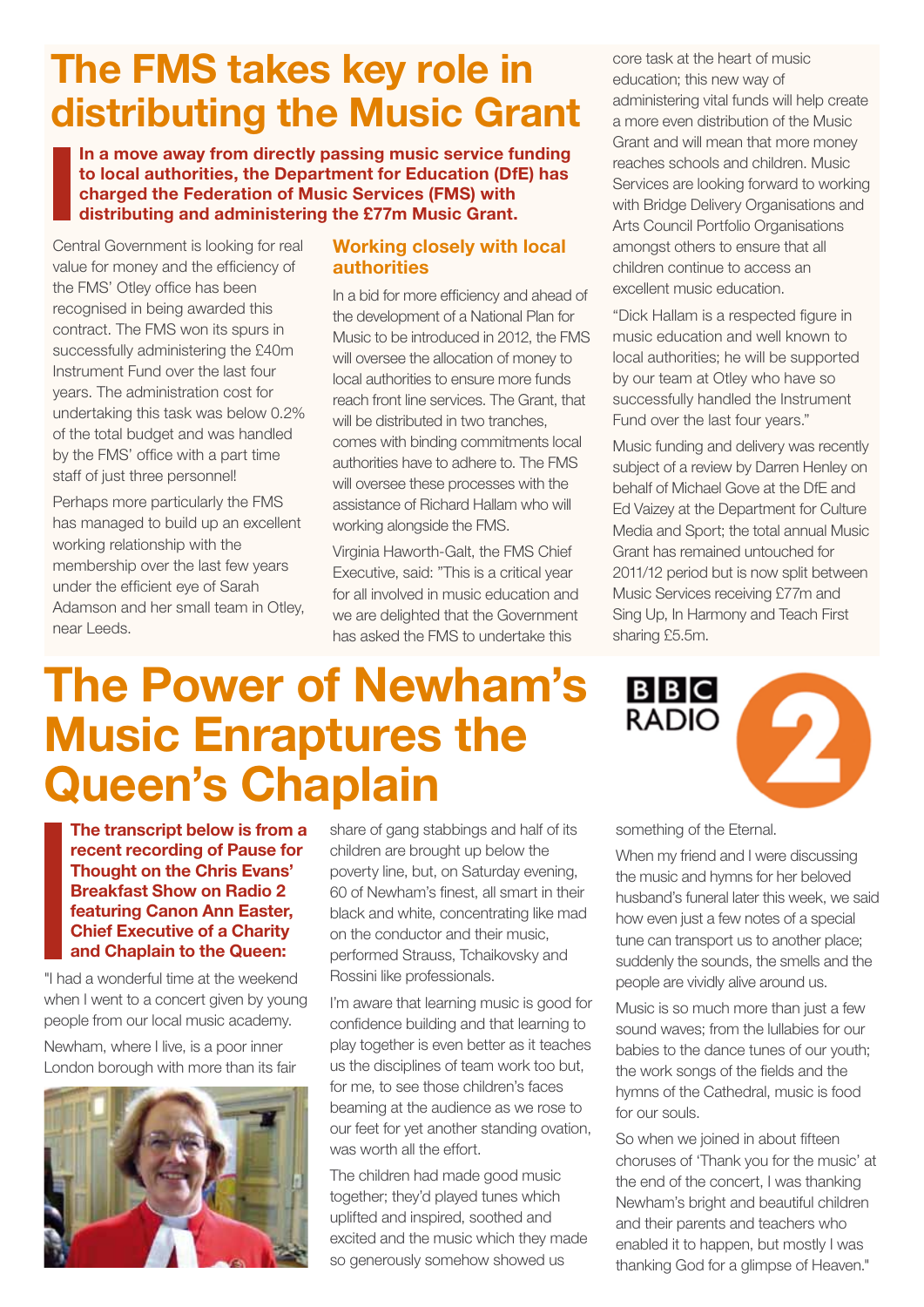# The FMS takes key role in distributing the Music Grant

**In a move away from directly passing music service funding to local authorities, the Department for Education (DfE) has charged the Federation of Music Services (FMS) with distributing and administering the £77m Music Grant.**

Central Government is looking for real value for money and the efficiency of the FMS' Otley office has been recognised in being awarded this contract. The FMS won its spurs in successfully administering the £40m Instrument Fund over the last four years. The administration cost for undertaking this task was below 0.2% of the total budget and was handled by the FMS' office with a part time staff of just three personnel!

Perhaps more particularly the FMS has managed to build up an excellent working relationship with the membership over the last few years under the efficient eye of Sarah Adamson and her small team in Otley, near Leeds.

## Working closely with local authorities

In a bid for more efficiency and ahead of the development of a National Plan for Music to be introduced in 2012, the FMS will oversee the allocation of money to local authorities to ensure more funds reach front line services. The Grant, that will be distributed in two tranches, comes with binding commitments local authorities have to adhere to. The FMS will oversee these processes with the assistance of Richard Hallam who will working alongside the FMS.

Virginia Haworth-Galt, the FMS Chief Executive, said: "This is a critical year for all involved in music education and we are delighted that the Government has asked the FMS to undertake this core task at the heart of music education; this new way of administering vital funds will help create a more even distribution of the Music Grant and will mean that more money reaches schools and children. Music Services are looking forward to working with Bridge Delivery Organisations and Arts Council Portfolio Organisations amongst others to ensure that all children continue to access an excellent music education.

"Dick Hallam is a respected figure in music education and well known to local authorities; he will be supported by our team at Otley who have so successfully handled the Instrument Fund over the last four years."

Music funding and delivery was recently subject of a review by Darren Henley on behalf of Michael Gove at the DfE and Ed Vaizey at the Department for Culture Media and Sport; the total annual Music Grant has remained untouched for 2011/12 period but is now split between Music Services receiving £77m and Sing Up, In Harmony and Teach First sharing £5.5m.

# The Power of Newham's Music Enraptures the Queen's Chaplain

BBC RADIO 2

**The transcript below is from a recent recording of Pause for Thought on the Chris Evans' Breakfast Show on Radio 2 featuring Canon Ann Easter, Chief Executive of a Charity and Chaplain to the Queen:**

"I had a wonderful time at the weekend when I went to a concert given by young people from our local music academy.

Newham, where I live, is a poor inner London borough with more than its fair share of gang stabbings and half of its children are brought up below the poverty line, but, on Saturday evening, 60 of Newham's finest, all smart in their black and white, concentrating like mad on the conductor and their music, performed Strauss, Tchaikovsky and Rossini like professionals.

I'm aware that learning music is good for confidence building and that learning to play together is even better as it teaches us the disciplines of team work too but, for me, to see those children's faces beaming at the audience as we rose to our feet for yet another standing ovation, was worth all the effort.

The children had made good music together; they'd played tunes which uplifted and inspired, soothed and excited and the music which they made so generously somehow showed us something of the Eternal.

When my friend and I were discussing the music and hymns for her beloved husband's funeral later this week, we said how even just a few notes of a special tune can transport us to another place; suddenly the sounds, the smells and the people are vividly alive around us.

Music is so much more than just a few sound waves; from the lullabies for our babies to the dance tunes of our youth; the work songs of the fields and the hymns of the Cathedral, music is food for our souls.

So when we joined in about fifteen choruses of 'Thank you for the music' at the end of the concert, I was thanking Newham's bright and beautiful children and their parents and teachers who enabled it to happen, but mostly I was thanking God for a glimpse of Heaven."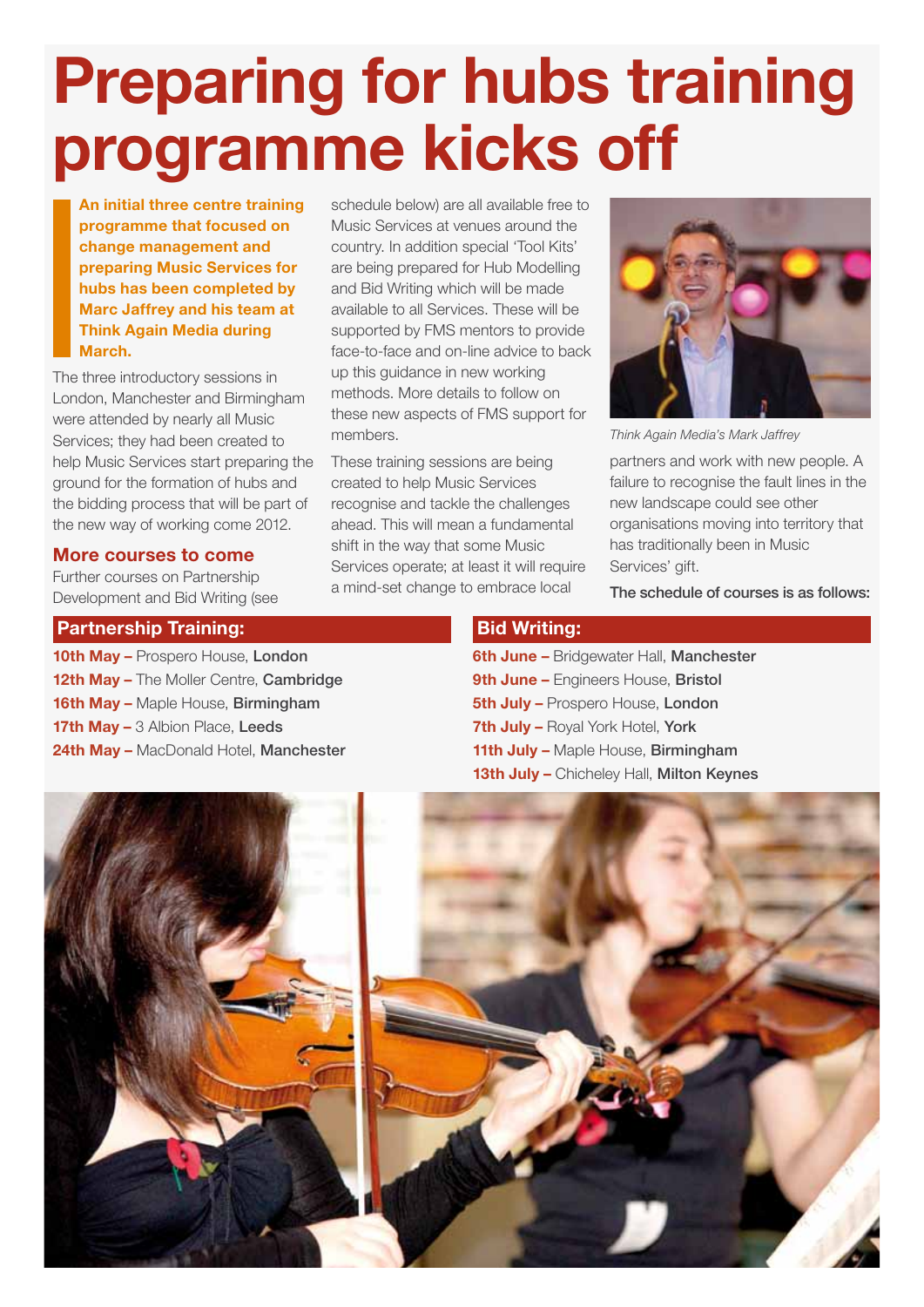# Preparing for hubs training programme kicks off

**An initial three centre training programme that focused on change management and preparing Music Services for hubs has been completed by Marc Jaffrey and his team at Think Again Media during March.**

The three introductory sessions in London, Manchester and Birmingham were attended by nearly all Music Services; they had been created to help Music Services start preparing the ground for the formation of hubs and the bidding process that will be part of the new way of working come 2012.

## More courses to come

Further courses on Partnership Development and Bid Writing (see schedule below) are all available free to Music Services at venues around the country. In addition special 'Tool Kits' are being prepared for Hub Modelling and Bid Writing which will be made available to all Services. These will be supported by FMS mentors to provide face-to-face and on-line advice to back up this guidance in new working methods. More details to follow on these new aspects of FMS support for members.

These training sessions are being created to help Music Services recognise and tackle the challenges ahead. This will mean a fundamental shift in the way that some Music Services operate; at least it will require a mind-set change to embrace local partners and work with new people. A failure to recognise the fault lines in the new landscape could see other organisations moving into territory that has traditionally been in Music Services' gift.

*Think Again Media's Mark Jaffrey*

**The schedule of courses is as follows:**

## Partnership Training:

**10th May –** Prospero House, **London**
**12th May –** The Moller Centre, **Cambridge**
**16th May –** Maple House, **Birmingham**
**17th May –** 3 Albion Place, **Leeds**
**24th May –** MacDonald Hotel, **Manchester**

## Bid Writing:

**6th June –** Bridgewater Hall, **Manchester**
**9th June –** Engineers House, **Bristol**
**5th July –** Prospero House, **London**
**7th July –** Royal York Hotel, **York**
**11th July –** Maple House, **Birmingham**
**13th July –** Chicheley Hall, **Milton Keynes**